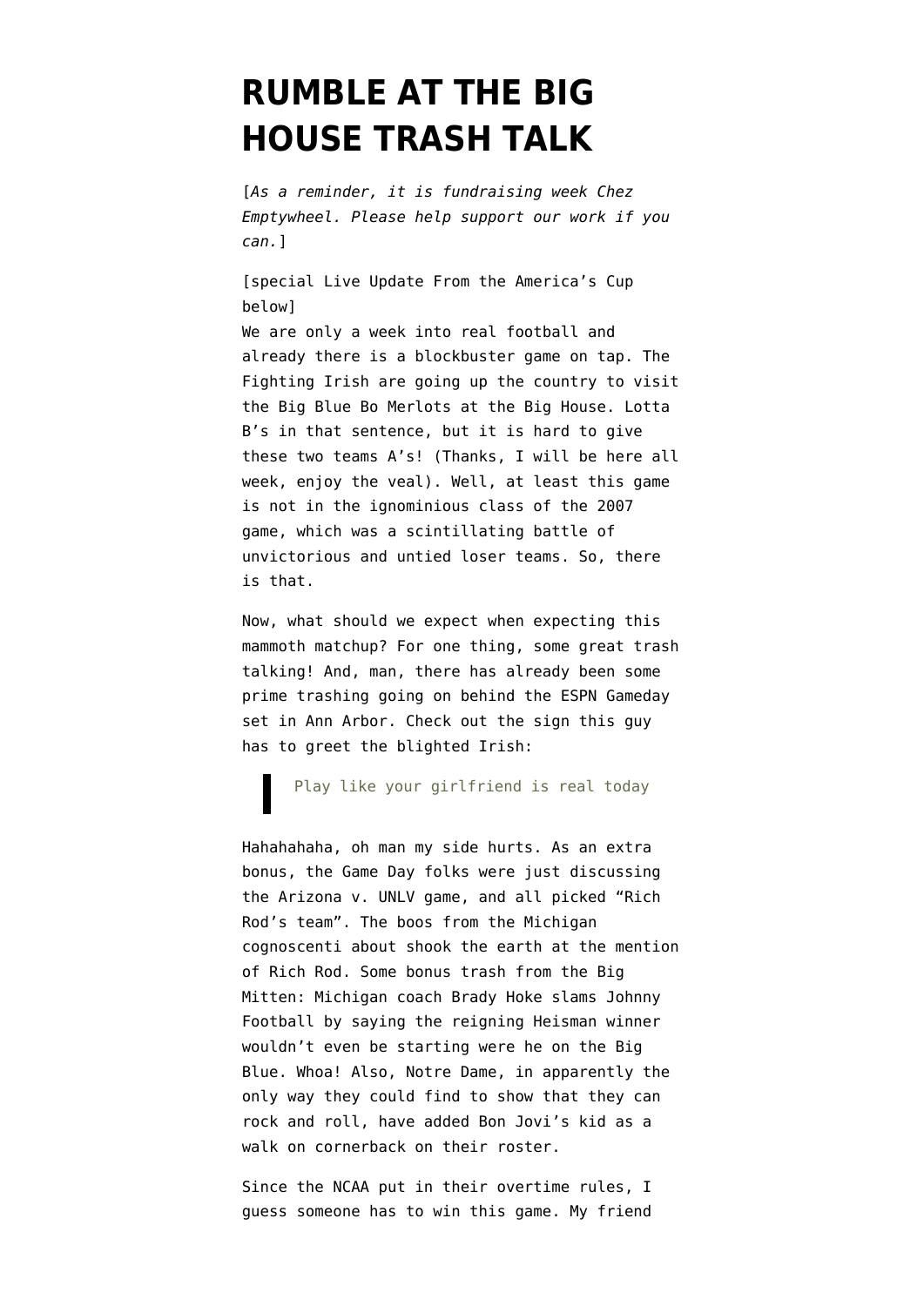# RUMBLE AT THE BIG HOUSE TRASH TALK

[*As a reminder, it is fundraising week Chez Emptywheel. Please help support our work if you can.*]

[special Live Update From the America's Cup below]
We are only a week into real football and already there is a blockbuster game on tap. The Fighting Irish are going up the country to visit the Big Blue Bo Merlots at the Big House. Lotta B's in that sentence, but it is hard to give these two teams A's! (Thanks, I will be here all week, enjoy the veal). Well, at least this game is not in the ignominious class of the 2007 game, which was a scintillating battle of unvictorious and untied loser teams. So, there is that.

Now, what should we expect when expecting this mammoth matchup? For one thing, some great trash talking! And, man, there has already been some prime trashing going on behind the ESPN Gameday set in Ann Arbor. Check out the sign this guy has to greet the blighted Irish:

> Play like your girlfriend is real today

Hahahahaha, oh man my side hurts. As an extra bonus, the Game Day folks were just discussing the Arizona v. UNLV game, and all picked "Rich Rod's team". The boos from the Michigan cognoscenti about shook the earth at the mention of Rich Rod. Some bonus trash from the Big Mitten: Michigan coach Brady Hoke slams Johnny Football by saying the reigning Heisman winner wouldn't even be starting were he on the Big Blue. Whoa! Also, Notre Dame, in apparently the only way they could find to show that they can rock and roll, have added Bon Jovi's kid as a walk on cornerback on their roster.

Since the NCAA put in their overtime rules, I guess someone has to win this game. My friend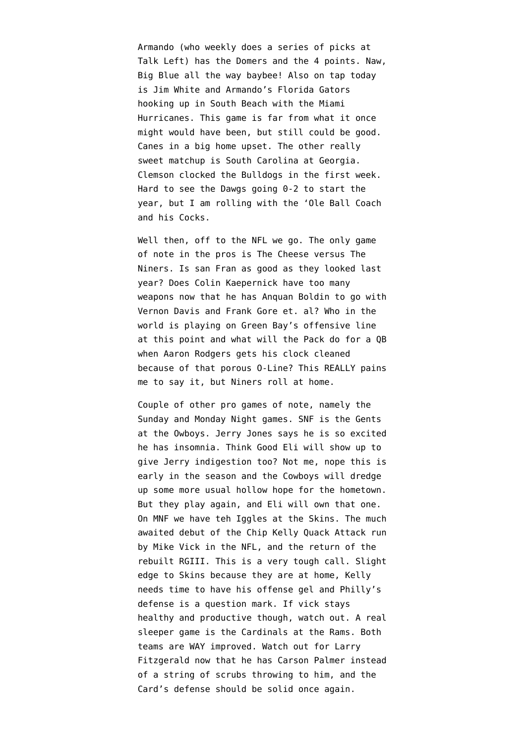Armando (who weekly does a series of picks at Talk Left) has the Domers and the 4 points. Naw, Big Blue all the way baybee! Also on tap today is Jim White and Armando's Florida Gators hooking up in South Beach with the Miami Hurricanes. This game is far from what it once might would have been, but still could be good. Canes in a big home upset. The other really sweet matchup is South Carolina at Georgia. Clemson clocked the Bulldogs in the first week. Hard to see the Dawgs going 0-2 to start the year, but I am rolling with the 'Ole Ball Coach and his Cocks.

Well then, off to the NFL we go. The only game of note in the pros is The Cheese versus The Niners. Is san Fran as good as they looked last year? Does Colin Kaepernick have too many weapons now that he has Anquan Boldin to go with Vernon Davis and Frank Gore et. al? Who in the world is playing on Green Bay's offensive line at this point and what will the Pack do for a QB when Aaron Rodgers gets his clock cleaned because of that porous O-Line? This REALLY pains me to say it, but Niners roll at home.

Couple of other pro games of note, namely the Sunday and Monday Night games. SNF is the Gents at the Owboys. Jerry Jones says he is so excited he has insomnia. Think Good Eli will show up to give Jerry indigestion too? Not me, nope this is early in the season and the Cowboys will dredge up some more usual hollow hope for the hometown. But they play again, and Eli will own that one. On MNF we have teh Iggles at the Skins. The much awaited debut of the Chip Kelly Quack Attack run by Mike Vick in the NFL, and the return of the rebuilt RGIII. This is a very tough call. Slight edge to Skins because they are at home, Kelly needs time to have his offense gel and Philly's defense is a question mark. If vick stays healthy and productive though, watch out. A real sleeper game is the Cardinals at the Rams. Both teams are WAY improved. Watch out for Larry Fitzgerald now that he has Carson Palmer instead of a string of scrubs throwing to him, and the Card's defense should be solid once again.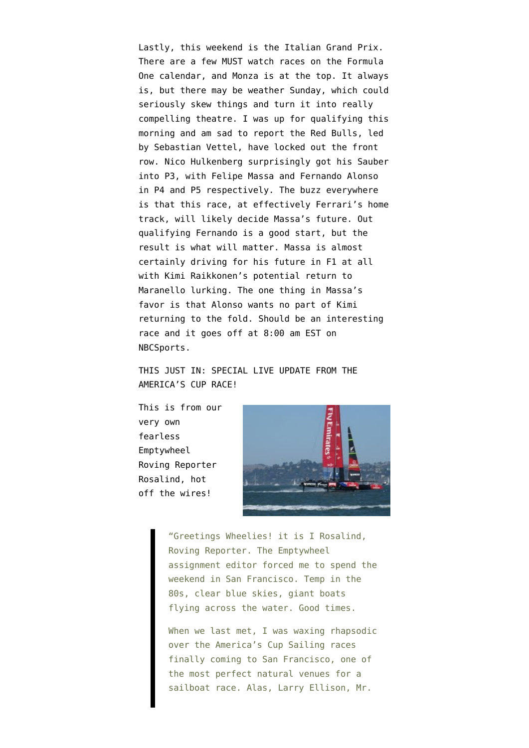Lastly, this weekend is the Italian Grand Prix. There are a few MUST watch races on the Formula One calendar, and Monza is at the top. It always is, but there may be weather Sunday, which could seriously skew things and turn it into really compelling theatre. I was up for qualifying this morning and am sad to report the Red Bulls, led by Sebastian Vettel, have locked out the front row. Nico Hulkenberg surprisingly got his Sauber into P3, with Felipe Massa and Fernando Alonso in P4 and P5 respectively. The buzz everywhere is that this race, at effectively Ferrari's home track, will likely decide Massa's future. Out qualifying Fernando is a good start, but the result is what will matter. Massa is almost certainly driving for his future in F1 at all with Kimi Raikkonen's potential return to Maranello lurking. The one thing in Massa's favor is that Alonso wants no part of Kimi returning to the fold. Should be an interesting race and it goes off at 8:00 am EST on NBCSports.

THIS JUST IN: SPECIAL LIVE UPDATE FROM THE AMERICA'S CUP RACE!

This is from our very own fearless Emptywheel Roving Reporter Rosalind, hot off the wires!

> "Greetings Wheelies! it is I Rosalind, Roving Reporter. The Emptywheel assignment editor forced me to spend the weekend in San Francisco. Temp in the 80s, clear blue skies, giant boats flying across the water. Good times.
>
> When we last met, I was waxing rhapsodic over the America's Cup Sailing races finally coming to San Francisco, one of the most perfect natural venues for a sailboat race. Alas, Larry Ellison, Mr.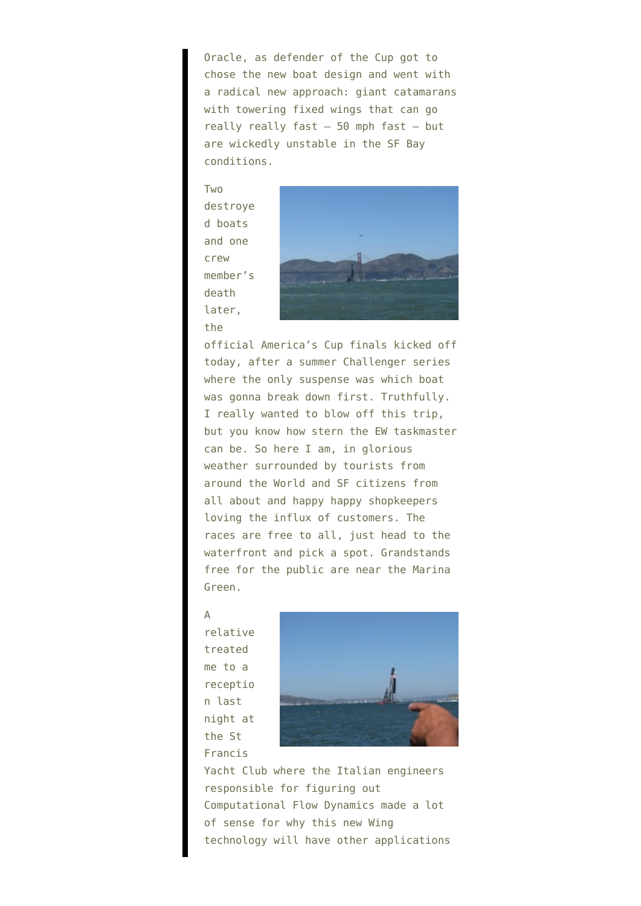Oracle, as defender of the Cup got to chose the new boat design and went with a radical new approach: giant catamarans with towering fixed wings that can go really really fast – 50 mph fast – but are wickedly unstable in the SF Bay conditions.

Two destroyed boats and one crew member's death later, the official America's Cup finals kicked off today, after a summer Challenger series where the only suspense was which boat was gonna break down first. Truthfully. I really wanted to blow off this trip, but you know how stern the EW taskmaster can be. So here I am, in glorious weather surrounded by tourists from around the World and SF citizens from all about and happy happy shopkeepers loving the influx of customers. The races are free to all, just head to the waterfront and pick a spot. Grandstands free for the public are near the Marina Green.

A relative treated me to a reception last night at the St Francis Yacht Club where the Italian engineers responsible for figuring out Computational Flow Dynamics made a lot of sense for why this new Wing technology will have other applications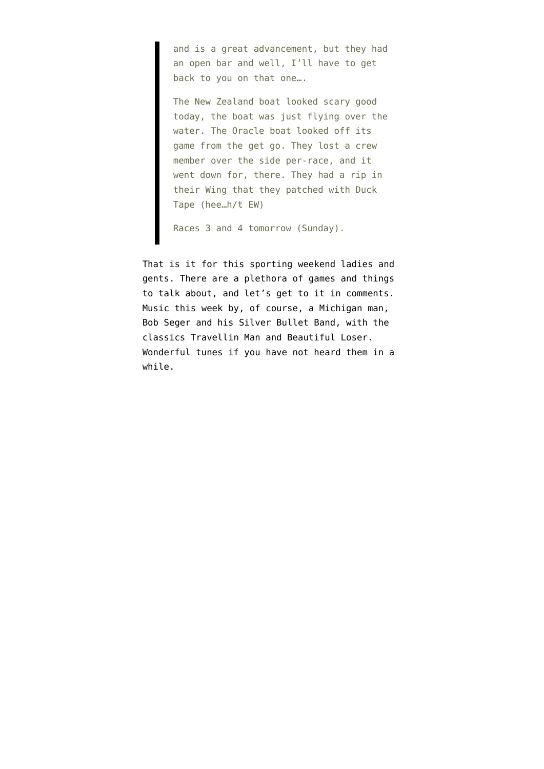> and is a great advancement, but they had an open bar and well, I'll have to get back to you on that one….
>
> The New Zealand boat looked scary good today, the boat was just flying over the water. The Oracle boat looked off its game from the get go. They lost a crew member over the side per-race, and it went down for, there. They had a rip in their Wing that they patched with Duck Tape (hee…h/t EW)
>
> Races 3 and 4 tomorrow (Sunday).

That is it for this sporting weekend ladies and gents. There are a plethora of games and things to talk about, and let's get to it in comments. Music this week by, of course, a Michigan man, Bob Seger and his Silver Bullet Band, with the classics Travellin Man and Beautiful Loser. Wonderful tunes if you have not heard them in a while.